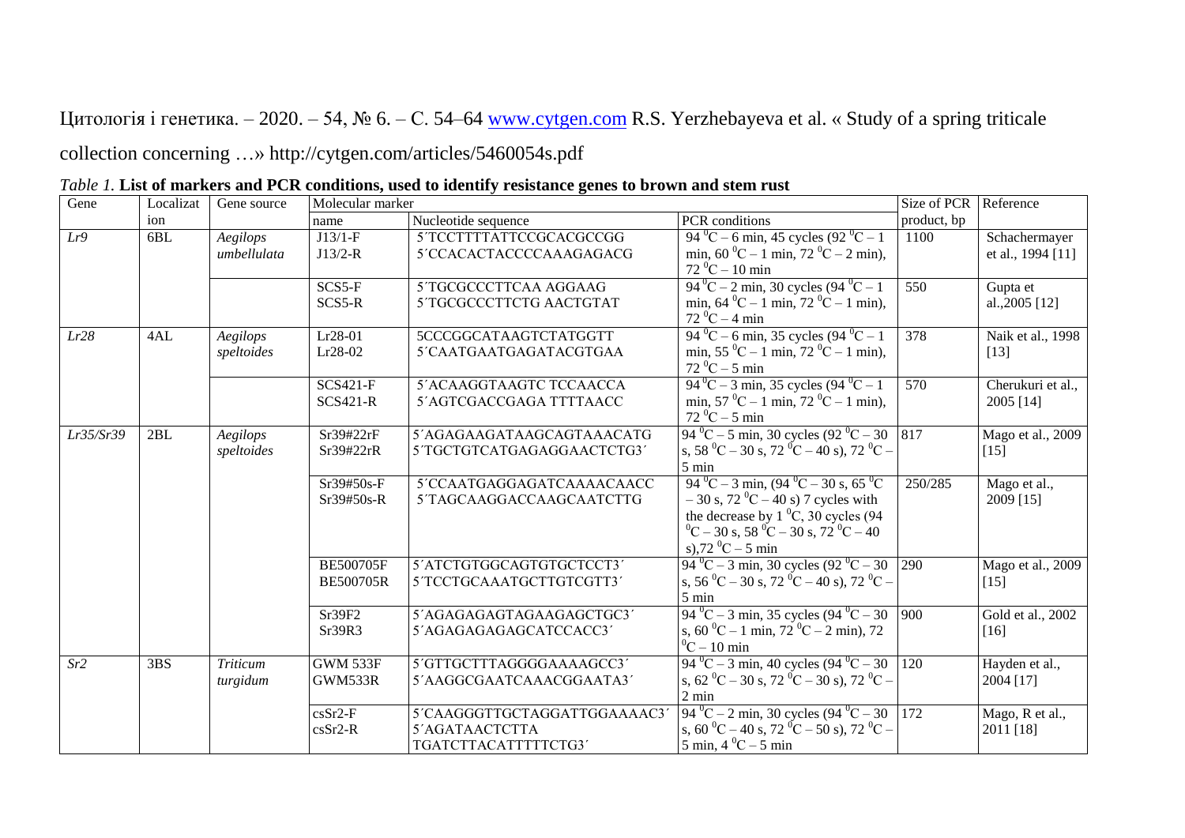Цитологія і генетика. – 2020. – 54, № 6. – С. 54–64 www.cytgen.com R.S. Yerzhebayeva et al. « Study of a spring triticale collection concerning …» http://cytgen.com/articles/5460054s.pdf

*Table 1.* **List of markers and PCR conditions, used to identify resistance genes to brown and stem rust**

| Gene | Localization | Gene source | Molecular marker | | | Size of PCR product, bp | Reference |
|---|---|---|---|---|---|---|---|
| | | | name | Nucleotide sequence | PCR conditions | | |
| *Lr9* | 6BL | *Aegilops umbellulata* | J13/1-F<br>J13/2-R | 5´TCCTTTTATTCCGCACGCCGG<br>5´CCACACTACCCCAAAGAGACG | 94 °C – 6 min, 45 cycles (92 °C – 1 min, 60 °C – 1 min, 72 °C – 2 min), 72 °C – 10 min | 1100 | Schachermayer et al., 1994 [11] |
| | | | SCS5-F<br>SCS5-R | 5´TGCGCCCTTCAA AGGAAG<br>5´TGCGCCCTTCTG AACTGTAT | 94 °C – 2 min, 30 cycles (94 °C – 1 min, 64 °C – 1 min, 72 °C – 1 min), 72 °C – 4 min | 550 | Gupta et al.,2005 [12] |
| *Lr28* | 4AL | *Aegilops speltoides* | Lr28-01<br>Lr28-02 | 5CCCGGCATAAGTCTATGGTT<br>5´CAATGAATGAGATACGTGAA | 94 °C – 6 min, 35 cycles (94 °C – 1 min, 55 °C – 1 min, 72 °C – 1 min), 72 °C – 5 min | 378 | Naik et al., 1998 [13] |
| | | | SCS421-F<br>SCS421-R | 5´ACAAGGTAAGTC TCCAACCA<br>5´AGTCGACCGAGA TTTTAACC | 94 °C – 3 min, 35 cycles (94 °C – 1 min, 57 °C – 1 min, 72 °C – 1 min), 72 °C – 5 min | 570 | Cherukuri et al., 2005 [14] |
| *Lr35/Sr39* | 2BL | *Aegilops speltoides* | Sr39#22rF<br>Sr39#22rR | 5´AGAGAAGATAAGCAGTAAACATG<br>5´TGCTGTCATGAGAGGAACTCTG3´ | 94 °C – 5 min, 30 cycles (92 °C – 30 s, 58 °C – 30 s, 72 °C – 40 s), 72 °C – 5 min | 817 | Mago et al., 2009 [15] |
| | | | Sr39#50s-F<br>Sr39#50s-R | 5´CCAATGAGGAGATCAAAACAACC<br>5´TAGCAAGGACCAAGCAATCTTG | 94 °C – 3 min, (94 °C – 30 s, 65 °C – 30 s, 72 °C – 40 s) 7 cycles with the decrease by 1 °C, 30 cycles (94 °C – 30 s, 58 °C – 30 s, 72 °C – 40 s),72 °C – 5 min | 250/285 | Mago et al., 2009 [15] |
| | | | BE500705F<br>BE500705R | 5´ATCTGTGGCAGTGTGCTCCT3´<br>5´TCCTGCAAATGCTTGTCGTT3´ | 94 °C – 3 min, 30 cycles (92 °C – 30 s, 56 °C – 30 s, 72 °C – 40 s), 72 °C – 5 min | 290 | Mago et al., 2009 [15] |
| | | | Sr39F2<br>Sr39R3 | 5´AGAGAGAGTAGAAGAGCTGC3´<br>5´AGAGAGAGAGCATCCACC3´ | 94 °C – 3 min, 35 cycles (94 °C – 30 s, 60 °C – 1 min, 72 °C – 2 min), 72 °C – 10 min | 900 | Gold et al., 2002 [16] |
| *Sr2* | 3BS | *Triticum turgidum* | GWM 533F<br>GWM533R | 5´GTTGCTTTAGGGGAAAAGCC3´<br>5´AAGGCGAATCAAACGGAATA3´ | 94 °C – 3 min, 40 cycles (94 °C – 30 s, 62 °C – 30 s, 72 °C – 30 s), 72 °C – 2 min | 120 | Hayden et al., 2004 [17] |
| | | | csSr2-F<br>csSr2-R | 5´CAAGGGTTGCTAGGATTGGAAAAC3´<br>5´AGATAACTCTTA TGATCTTACATTTTTCTG3´ | 94 °C – 2 min, 30 cycles (94 °C – 30 s, 60 °C – 40 s, 72 °C – 50 s), 72 °C – 5 min, 4 °C – 5 min | 172 | Mago, R et al., 2011 [18] |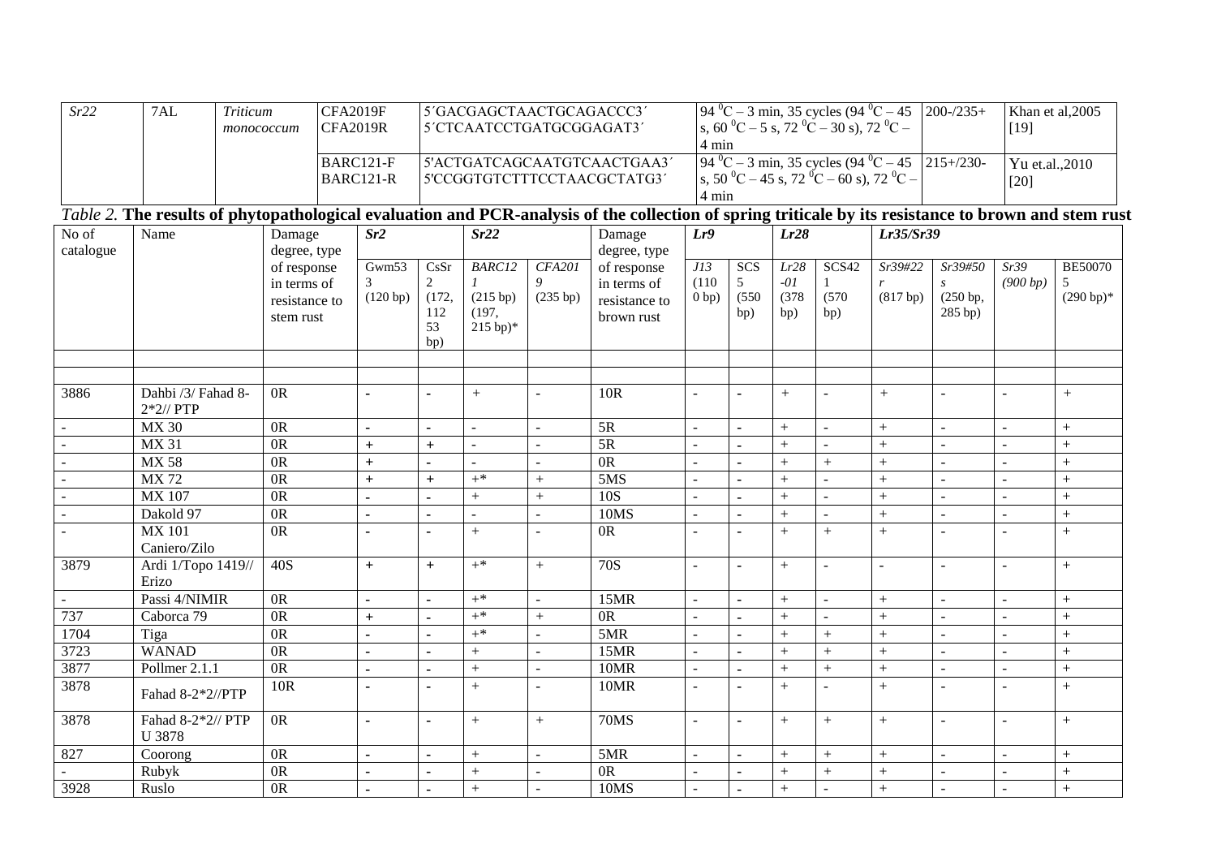| Sr22 | 7AL | *Triticum monococcum* | CFA2019F CFA2019R | 5´GACGAGCTAACTGCAGACCC3´ 5´CTCAATCCTGATGCGGAGAT3´ | 94 $^0$C – 3 min, 35 cycles (94 $^0$C – 45 s, 60 $^0$C – 5 s, 72 $^0$C – 30 s), 72 $^0$C – 4 min | 200-/235+ | Khan et al,2005 [19] |
|---|---|---|---|---|---|---|---|
| | | | BARC121-F BARC121-R | 5'ACTGATCAGCAATGTCAACTGAA3´ 5'CCGGTGTCTTTCCTAACGCTATG3´ | 94 $^0$C – 3 min, 35 cycles (94 $^0$C – 45 s, 50 $^0$C – 45 s, 72 $^0$C – 60 s), 72 $^0$C – 4 min | 215+/230- | Yu et.al.,2010 [20] |

*Table 2.* **The results of phytopathological evaluation and PCR-analysis of the collection of spring triticale by its resistance to brown and stem rust**

| No of catalogue | Name | Damage degree, type of response in terms of resistance to stem rust | *Sr2* | | *Sr22* | | Damage degree, type of response in terms of resistance to brown rust | *Lr9* | | *Lr28* | | *Lr35/Sr39* | | | |
|---|---|---|---|---|---|---|---|---|---|---|---|---|---|---|---|
| | | | Gwm53 3 (120 bp) | CsSr 2 (172, 112 53 bp) | *BARC12 1* (215 bp) (197, 215 bp)* | *CFA201 9* (235 bp) | | *J13* (110 0 bp) | SCS 5 (550 bp) | *Lr28 -01* (378 bp) | SCS42 1 (570 bp) | *Sr39#22 r* (817 bp) | *Sr39#50 s* (250 bp, 285 bp) | *Sr39* *(900 bp)* | BE50070 5 (290 bp)* |
| | | | | | | | | | | | | | | | |
| | | | | | | | | | | | | | | | |
| 3886 | Dahbi /3/ Fahad 8-2*2// PTP | 0R | - | - | + | - | 10R | - | - | + | - | + | - | - | + |
| - | MX 30 | 0R | - | - | - | - | 5R | - | - | + | - | + | - | - | + |
| - | MX 31 | 0R | + | + | - | - | 5R | - | - | + | - | + | - | - | + |
| - | MX 58 | 0R | + | - | - | - | 0R | - | - | + | + | + | - | - | + |
| - | MX 72 | 0R | + | + | +* | + | 5MS | - | - | + | - | + | - | - | + |
| - | MX 107 | 0R | - | - | + | + | 10S | - | - | + | - | + | - | - | + |
| - | Dakold 97 | 0R | - | - | - | - | 10MS | - | - | + | - | + | - | - | + |
| - | MX 101 Caniero/Zilo | 0R | - | - | + | - | 0R | - | - | + | + | + | - | - | + |
| 3879 | Ardi 1/Topo 1419// Erizo | 40S | + | + | +* | + | 70S | - | - | + | - | - | - | - | + |
| - | Passi 4/NIMIR | 0R | - | - | +* | - | 15MR | - | - | + | - | + | - | - | + |
| 737 | Caborca 79 | 0R | + | - | +* | + | 0R | - | - | + | - | + | - | - | + |
| 1704 | Tiga | 0R | - | - | +* | - | 5MR | - | - | + | + | + | - | - | + |
| 3723 | WANAD | 0R | - | - | + | - | 15MR | - | - | + | + | + | - | - | + |
| 3877 | Pollmer 2.1.1 | 0R | - | - | + | - | 10MR | - | - | + | + | + | - | - | + |
| 3878 | Fahad 8-2*2//PTP | 10R | - | - | + | - | 10MR | - | - | + | - | + | - | - | + |
| 3878 | Fahad 8-2*2// PTP U 3878 | 0R | - | - | + | + | 70MS | - | - | + | + | + | - | - | + |
| 827 | Coorong | 0R | - | - | + | - | 5MR | - | - | + | + | + | - | - | + |
| - | Rubyk | 0R | - | - | + | - | 0R | - | - | + | + | + | - | - | + |
| 3928 | Ruslo | 0R | - | - | + | - | 10MS | - | - | + | - | + | - | - | + |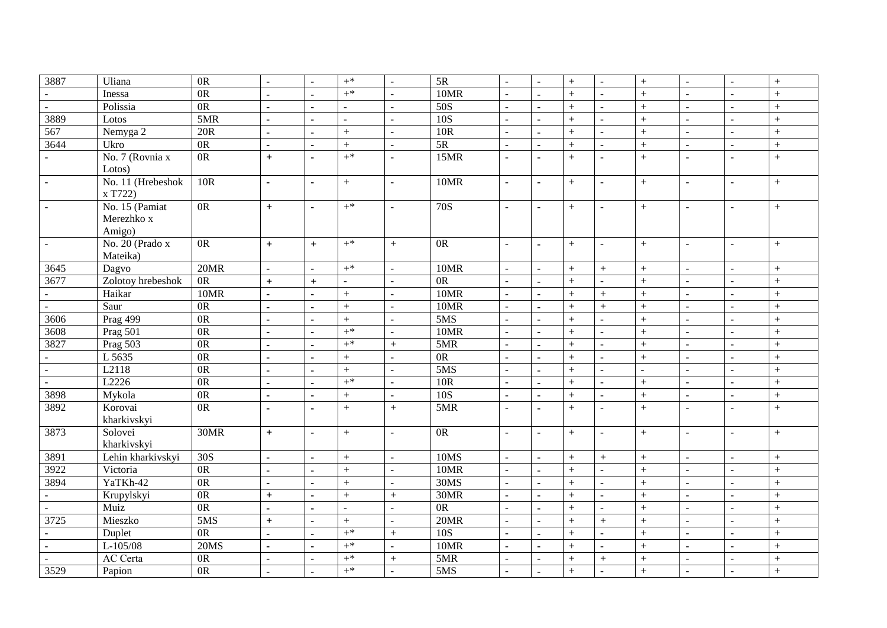| 3887 | Uliana | 0R | - | - | +* | - | 5R | - | - | + | - | + | - | - | + |
|---|---|---|---|---|---|---|---|---|---|---|---|---|---|---|---|
| - | Inessa | 0R | - | - | +* | - | 10MR | - | - | + | - | + | - | - | + |
| - | Polissia | 0R | - | - | - | - | 50S | - | - | + | - | + | - | - | + |
| 3889 | Lotos | 5MR | - | - | - | - | 10S | - | - | + | - | + | - | - | + |
| 567 | Nemyga 2 | 20R | - | - | + | - | 10R | - | - | + | - | + | - | - | + |
| 3644 | Ukro | 0R | - | - | + | - | 5R | - | - | + | - | + | - | - | + |
| - | No. 7 (Rovnia x Lotos) | 0R | + | - | +* | - | 15MR | - | - | + | - | + | - | - | + |
| - | No. 11 (Hrebeshok x T722) | 10R | - | - | + | - | 10MR | - | - | + | - | + | - | - | + |
| - | No. 15 (Pamiat Merezhko x Amigo) | 0R | + | - | +* | - | 70S | - | - | + | - | + | - | - | + |
| - | No. 20 (Prado x Mateika) | 0R | + | + | +* | + | 0R | - | - | + | - | + | - | - | + |
| 3645 | Dagvo | 20MR | - | - | +* | - | 10MR | - | - | + | + | + | - | - | + |
| 3677 | Zolotoy hrebeshok | 0R | + | + | - | - | 0R | - | - | + | - | + | - | - | + |
| - | Haikar | 10MR | - | - | + | - | 10MR | - | - | + | + | + | - | - | + |
| - | Saur | 0R | - | - | + | - | 10MR | - | - | + | + | + | - | - | + |
| 3606 | Prag 499 | 0R | - | - | + | - | 5MS | - | - | + | - | + | - | - | + |
| 3608 | Prag 501 | 0R | - | - | +* | - | 10MR | - | - | + | - | + | - | - | + |
| 3827 | Prag 503 | 0R | - | - | +* | + | 5MR | - | - | + | - | + | - | - | + |
| - | L 5635 | 0R | - | - | + | - | 0R | - | - | + | - | + | - | - | + |
| - | L2118 | 0R | - | - | + | - | 5MS | - | - | + | - | - | - | - | + |
| - | L2226 | 0R | - | - | +* | - | 10R | - | - | + | - | + | - | - | + |
| 3898 | Mykola | 0R | - | - | + | - | 10S | - | - | + | - | + | - | - | + |
| 3892 | Korovai kharkivskyi | 0R | - | - | + | + | 5MR | - | - | + | - | + | - | - | + |
| 3873 | Solovei kharkivskyi | 30MR | + | - | + | - | 0R | - | - | + | - | + | - | - | + |
| 3891 | Lehin kharkivskyi | 30S | - | - | + | - | 10MS | - | - | + | + | + | - | - | + |
| 3922 | Victoria | 0R | - | - | + | - | 10MR | - | - | + | - | + | - | - | + |
| 3894 | YaTKh-42 | 0R | - | - | + | - | 30MS | - | - | + | - | + | - | - | + |
| - | Krupylskyi | 0R | + | - | + | + | 30MR | - | - | + | - | + | - | - | + |
| - | Muiz | 0R | - | - | - | - | 0R | - | - | + | - | + | - | - | + |
| 3725 | Mieszko | 5MS | + | - | + | - | 20MR | - | - | + | + | + | - | - | + |
| - | Duplet | 0R | - | - | +* | + | 10S | - | - | + | - | + | - | - | + |
| - | L-105/08 | 20MS | - | - | +* | - | 10MR | - | - | + | - | + | - | - | + |
| - | AC Certa | 0R | - | - | +* | + | 5MR | - | - | + | + | + | - | - | + |
| 3529 | Papion | 0R | - | - | +* | - | 5MS | - | - | + | - | + | - | - | + |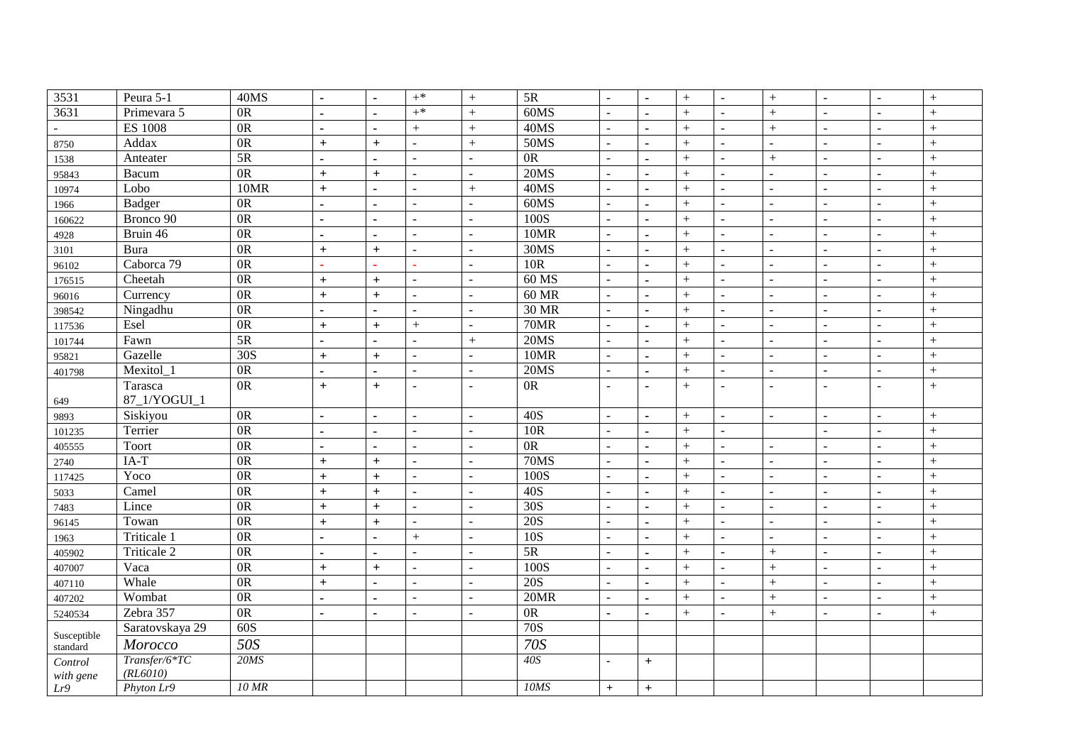| | | | | | | | | | | | | | | | |
|---|---|---|---|---|---|---|---|---|---|---|---|---|---|---|---|
| 3531 | Peura 5-1 | 40MS | - | - | +* | + | 5R | - | - | + | - | + | - | - | + |
| 3631 | Primevara 5 | 0R | - | - | +* | + | 60MS | - | - | + | - | + | - | - | + |
| - | ES 1008 | 0R | - | - | + | + | 40MS | - | - | + | - | + | - | - | + |
| 8750 | Addax | 0R | + | + | - | + | 50MS | - | - | + | - | - | - | - | + |
| 1538 | Anteater | 5R | - | - | - | - | 0R | - | - | + | - | + | - | - | + |
| 95843 | Bacum | 0R | + | + | - | - | 20MS | - | - | + | - | - | - | - | + |
| 10974 | Lobo | 10MR | + | - | - | + | 40MS | - | - | + | - | - | - | - | + |
| 1966 | Badger | 0R | - | - | - | - | 60MS | - | - | + | - | - | - | - | + |
| 160622 | Bronco 90 | 0R | - | - | - | - | 100S | - | - | + | - | - | - | - | + |
| 4928 | Bruin 46 | 0R | - | - | - | - | 10MR | - | - | + | - | - | - | - | + |
| 3101 | Bura | 0R | + | + | - | - | 30MS | - | - | + | - | - | - | - | + |
| 96102 | Caborca 79 | 0R | - | - | - | - | 10R | - | - | + | - | - | - | - | + |
| 176515 | Cheetah | 0R | + | + | - | - | 60 MS | - | - | + | - | - | - | - | + |
| 96016 | Currency | 0R | + | + | - | - | 60 MR | - | - | + | - | - | - | - | + |
| 398542 | Ningadhu | 0R | - | - | - | - | 30 MR | - | - | + | - | - | - | - | + |
| 117536 | Esel | 0R | + | + | + | - | 70MR | - | - | + | - | - | - | - | + |
| 101744 | Fawn | 5R | - | - | - | + | 20MS | - | - | + | - | - | - | - | + |
| 95821 | Gazelle | 30S | + | + | - | - | 10MR | - | - | + | - | - | - | - | + |
| 401798 | Mexitol_1 | 0R | - | - | - | - | 20MS | - | - | + | - | - | - | - | + |
| 649 | Tarasca 87_1/YOGUI_1 | 0R | + | + | - | - | 0R | - | - | + | - | - | - | - | + |
| 9893 | Siskiyou | 0R | - | - | - | - | 40S | - | - | + | - | - | - | - | + |
| 101235 | Terrier | 0R | - | - | - | - | 10R | - | - | + | - | | - | - | + |
| 405555 | Toort | 0R | - | - | - | - | 0R | - | - | + | - | - | - | - | + |
| 2740 | IA-T | 0R | + | + | - | - | 70MS | - | - | + | - | - | - | - | + |
| 117425 | Yoco | 0R | + | + | - | - | 100S | - | - | + | - | - | - | - | + |
| 5033 | Camel | 0R | + | + | - | - | 40S | - | - | + | - | - | - | - | + |
| 7483 | Lince | 0R | + | + | - | - | 30S | - | - | + | - | - | - | - | + |
| 96145 | Towan | 0R | + | + | - | - | 20S | - | - | + | - | - | - | - | + |
| 1963 | Triticale 1 | 0R | - | - | + | - | 10S | - | - | + | - | - | - | - | + |
| 405902 | Triticale 2 | 0R | - | - | - | - | 5R | - | - | + | - | + | - | - | + |
| 407007 | Vaca | 0R | + | + | - | - | 100S | - | - | + | - | + | - | - | + |
| 407110 | Whale | 0R | + | - | - | - | 20S | - | - | + | - | + | - | - | + |
| 407202 | Wombat | 0R | - | - | - | - | 20MR | - | - | + | - | + | - | - | + |
| 5240534 | Zebra 357 | 0R | - | - | - | - | 0R | - | - | + | - | + | - | - | + |
| Susceptible standard | Saratovskaya 29 | 60S | | | | | 70S | | | | | | | | |
| | *Morocco* | *50S* | | | | | *70S* | | | | | | | | |
| *Control with gene Lr9* | *Transfer/6*TC (RL6010)* | *20MS* | | | | | *40S* | - | + | | | | | | |
| | *Phyton Lr9* | *10 MR* | | | | | *10MS* | + | + | | | | | | |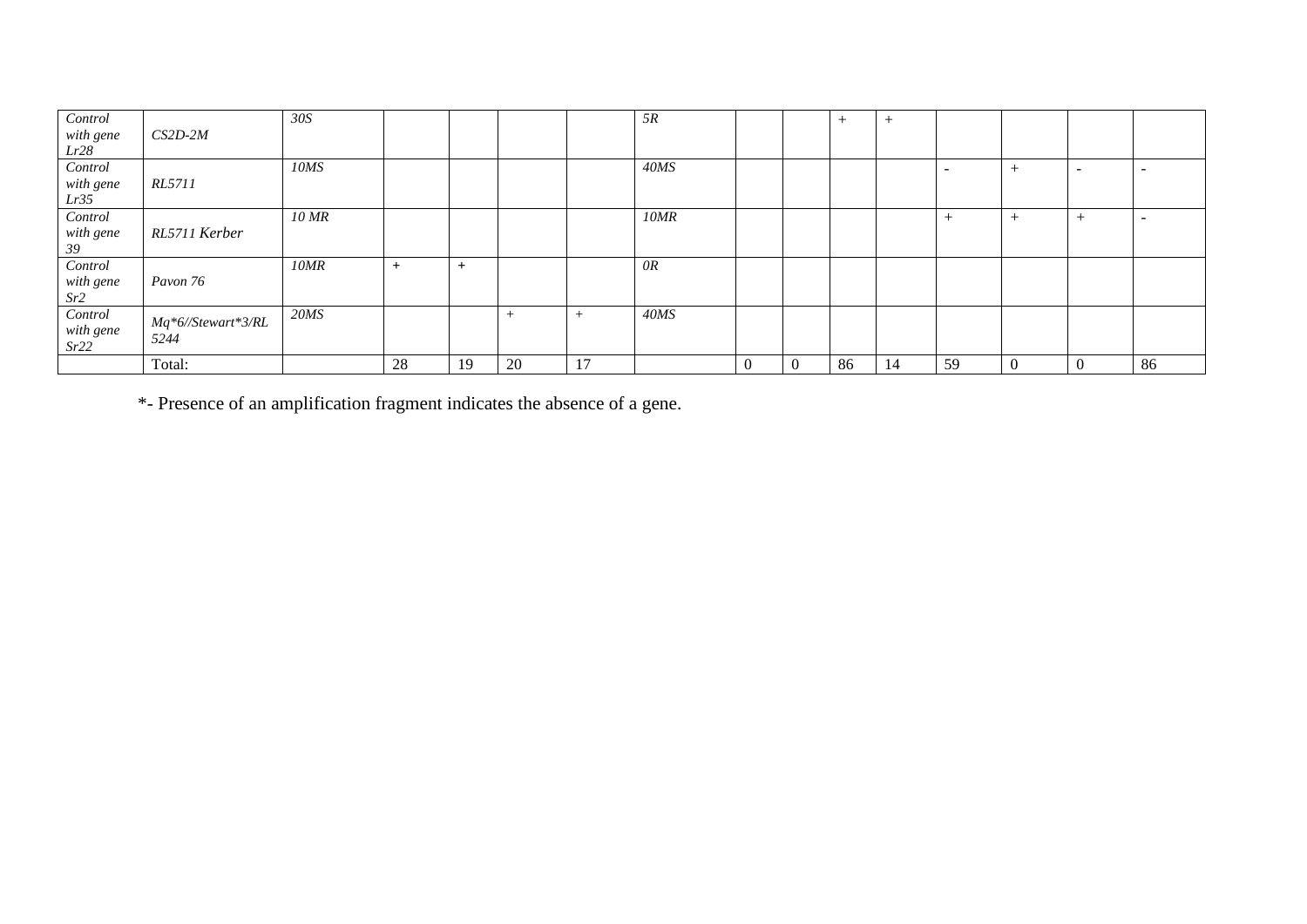| | | | | | | | | | | | | | | | |
|---|---|---|---|---|---|---|---|---|---|---|---|---|---|---|---|
| *Control with gene Lr28* | *CS2D-2M* | *30S* | | | | | *5R* | | | + | + | | | | |
| *Control with gene Lr35* | *RL5711* | *10MS* | | | | | *40MS* | | | | | - | + | - | - |
| *Control with gene 39* | *RL5711 Kerber* | *10 MR* | | | | | *10MR* | | | | | + | + | + | - |
| *Control with gene Sr2* | *Pavon 76* | *10MR* | + | + | | | *0R* | | | | | | | | |
| *Control with gene Sr22* | *Mq*6//Stewart*3/RL 5244* | *20MS* | | | + | + | *40MS* | | | | | | | | |
| | Total: | | 28 | 19 | 20 | 17 | | 0 | 0 | 86 | 14 | 59 | 0 | 0 | 86 |

*- Presence of an amplification fragment indicates the absence of a gene.